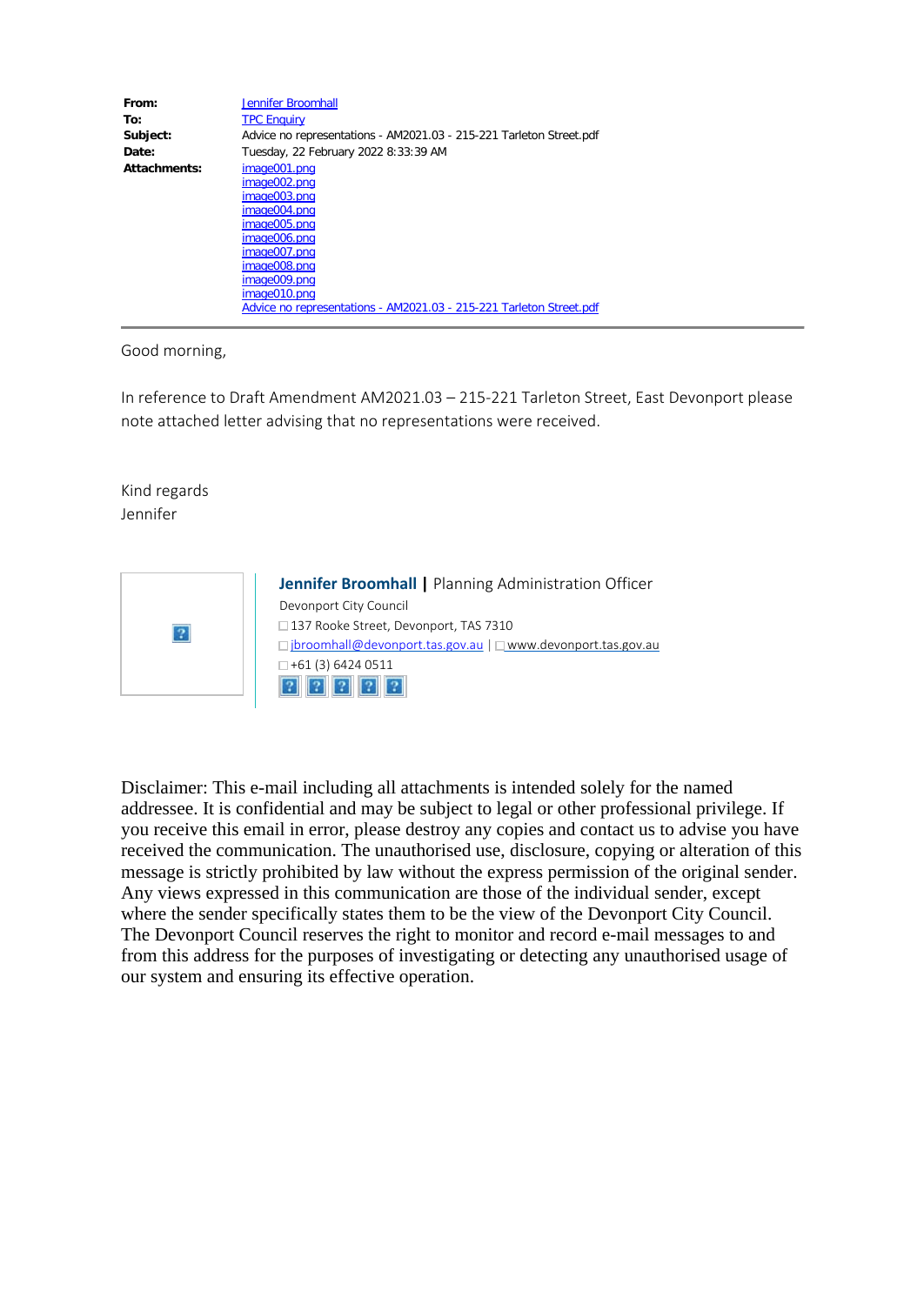| | |
|---|---|
| **From:** | Jennifer Broomhall |
| **To:** | TPC Enquiry |
| **Subject:** | Advice no representations - AM2021.03 - 215-221 Tarleton Street.pdf |
| **Date:** | Tuesday, 22 February 2022 8:33:39 AM |
| **Attachments:** | image001.png<br>image002.png<br>image003.png<br>image004.png<br>image005.png<br>image006.png<br>image007.png<br>image008.png<br>image009.png<br>image010.png<br>Advice no representations - AM2021.03 - 215-221 Tarleton Street.pdf |

---

Good morning,

In reference to Draft Amendment AM2021.03 – 215-221 Tarleton Street, East Devonport please note attached letter advising that no representations were received.

Kind regards
Jennifer

**Jennifer Broomhall** | Planning Administration Officer
Devonport City Council
137 Rooke Street, Devonport, TAS 7310
jbroomhall@devonport.tas.gov.au | www.devonport.tas.gov.au
+61 (3) 6424 0511

Disclaimer: This e-mail including all attachments is intended solely for the named addressee. It is confidential and may be subject to legal or other professional privilege. If you receive this email in error, please destroy any copies and contact us to advise you have received the communication. The unauthorised use, disclosure, copying or alteration of this message is strictly prohibited by law without the express permission of the original sender. Any views expressed in this communication are those of the individual sender, except where the sender specifically states them to be the view of the Devonport City Council. The Devonport Council reserves the right to monitor and record e-mail messages to and from this address for the purposes of investigating or detecting any unauthorised usage of our system and ensuring its effective operation.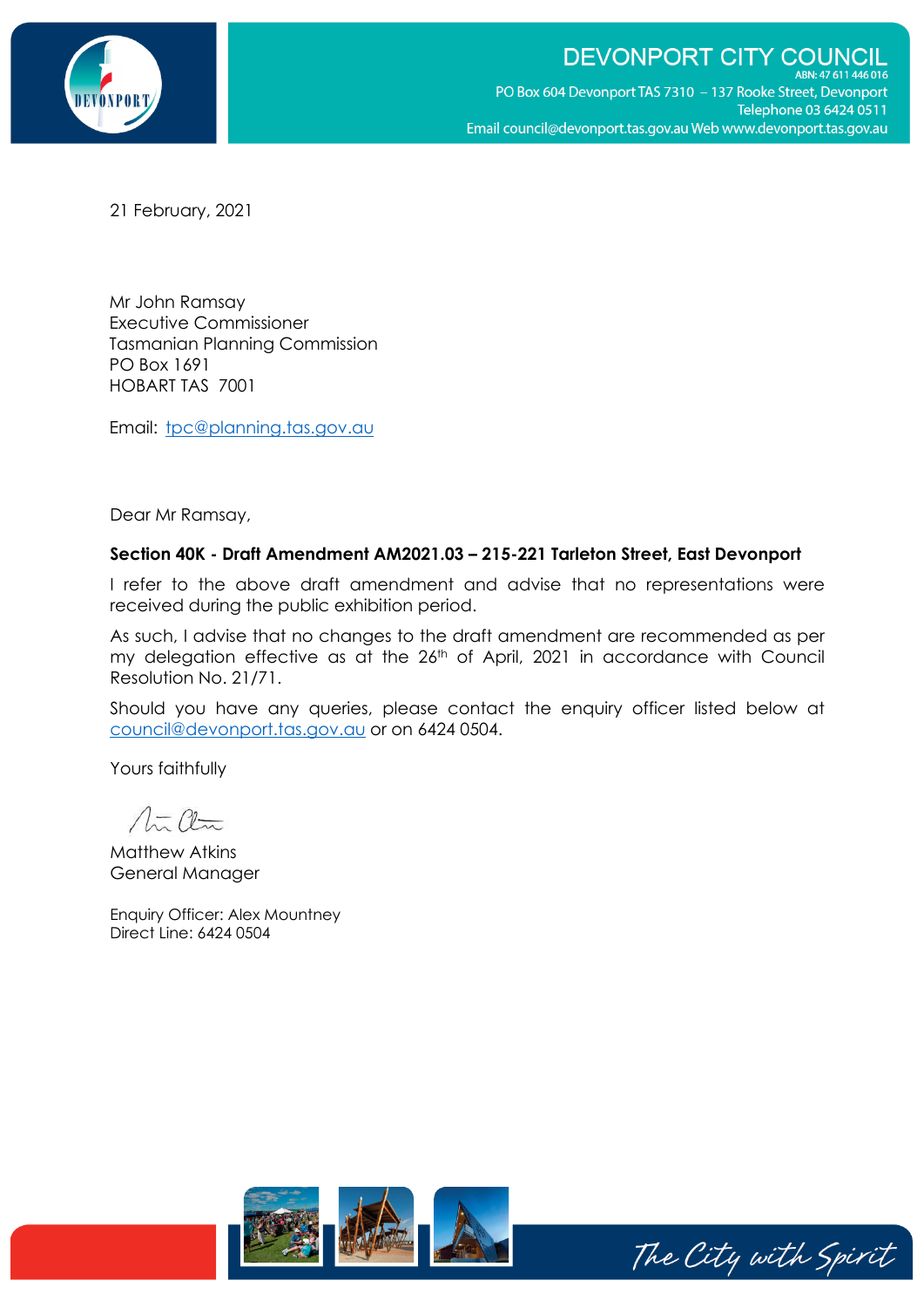DEVONPORT CITY COUNCIL
ABN: 47 611 446 016
PO Box 604 Devonport TAS 7310 – 137 Rooke Street, Devonport
Telephone 03 6424 0511
Email council@devonport.tas.gov.au Web www.devonport.tas.gov.au

21 February, 2021

Mr John Ramsay
Executive Commissioner
Tasmanian Planning Commission
PO Box 1691
HOBART TAS 7001

Email: tpc@planning.tas.gov.au

Dear Mr Ramsay,

**Section 40K - Draft Amendment AM2021.03 – 215-221 Tarleton Street, East Devonport**

I refer to the above draft amendment and advise that no representations were received during the public exhibition period.

As such, I advise that no changes to the draft amendment are recommended as per my delegation effective as at the 26th of April, 2021 in accordance with Council Resolution No. 21/71.

Should you have any queries, please contact the enquiry officer listed below at council@devonport.tas.gov.au or on 6424 0504.

Yours faithfully

Matthew Atkins
General Manager

Enquiry Officer: Alex Mountney
Direct Line: 6424 0504

The City with Spirit